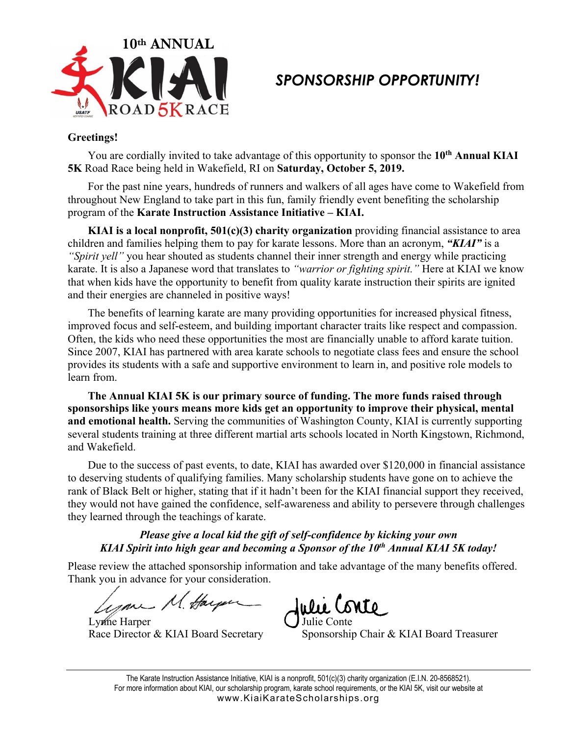# 10th ANNUAL KIAI ROAD 5K RACE

## *SPONSORSHIP OPPORTUNITY!*

**Greetings!**

You are cordially invited to take advantage of this opportunity to sponsor the **10th Annual KIAI 5K** Road Race being held in Wakefield, RI on **Saturday, October 5, 2019.**

For the past nine years, hundreds of runners and walkers of all ages have come to Wakefield from throughout New England to take part in this fun, family friendly event benefiting the scholarship program of the **Karate Instruction Assistance Initiative – KIAI.**

**KIAI is a local nonprofit, 501(c)(3) charity organization** providing financial assistance to area children and families helping them to pay for karate lessons. More than an acronym, ***"KIAI"*** is a *"Spirit yell"* you hear shouted as students channel their inner strength and energy while practicing karate. It is also a Japanese word that translates to *"warrior or fighting spirit."* Here at KIAI we know that when kids have the opportunity to benefit from quality karate instruction their spirits are ignited and their energies are channeled in positive ways!

The benefits of learning karate are many providing opportunities for increased physical fitness, improved focus and self-esteem, and building important character traits like respect and compassion. Often, the kids who need these opportunities the most are financially unable to afford karate tuition. Since 2007, KIAI has partnered with area karate schools to negotiate class fees and ensure the school provides its students with a safe and supportive environment to learn in, and positive role models to learn from.

**The Annual KIAI 5K is our primary source of funding. The more funds raised through sponsorships like yours means more kids get an opportunity to improve their physical, mental and emotional health.** Serving the communities of Washington County, KIAI is currently supporting several students training at three different martial arts schools located in North Kingstown, Richmond, and Wakefield.

Due to the success of past events, to date, KIAI has awarded over $120,000 in financial assistance to deserving students of qualifying families. Many scholarship students have gone on to achieve the rank of Black Belt or higher, stating that if it hadn't been for the KIAI financial support they received, they would not have gained the confidence, self-awareness and ability to persevere through challenges they learned through the teachings of karate.

***Please give a local kid the gift of self-confidence by kicking your own KIAI Spirit into high gear and becoming a Sponsor of the 10th Annual KIAI 5K today!***

Please review the attached sponsorship information and take advantage of the many benefits offered. Thank you in advance for your consideration.

Lynne Harper
Race Director & KIAI Board Secretary

Julie Conte
Sponsorship Chair & KIAI Board Treasurer

The Karate Instruction Assistance Initiative, KIAI is a nonprofit, 501(c)(3) charity organization (E.I.N. 20-8568521).
For more information about KIAI, our scholarship program, karate school requirements, or the KIAI 5K, visit our website at
www.KiaiKarateScholarships.org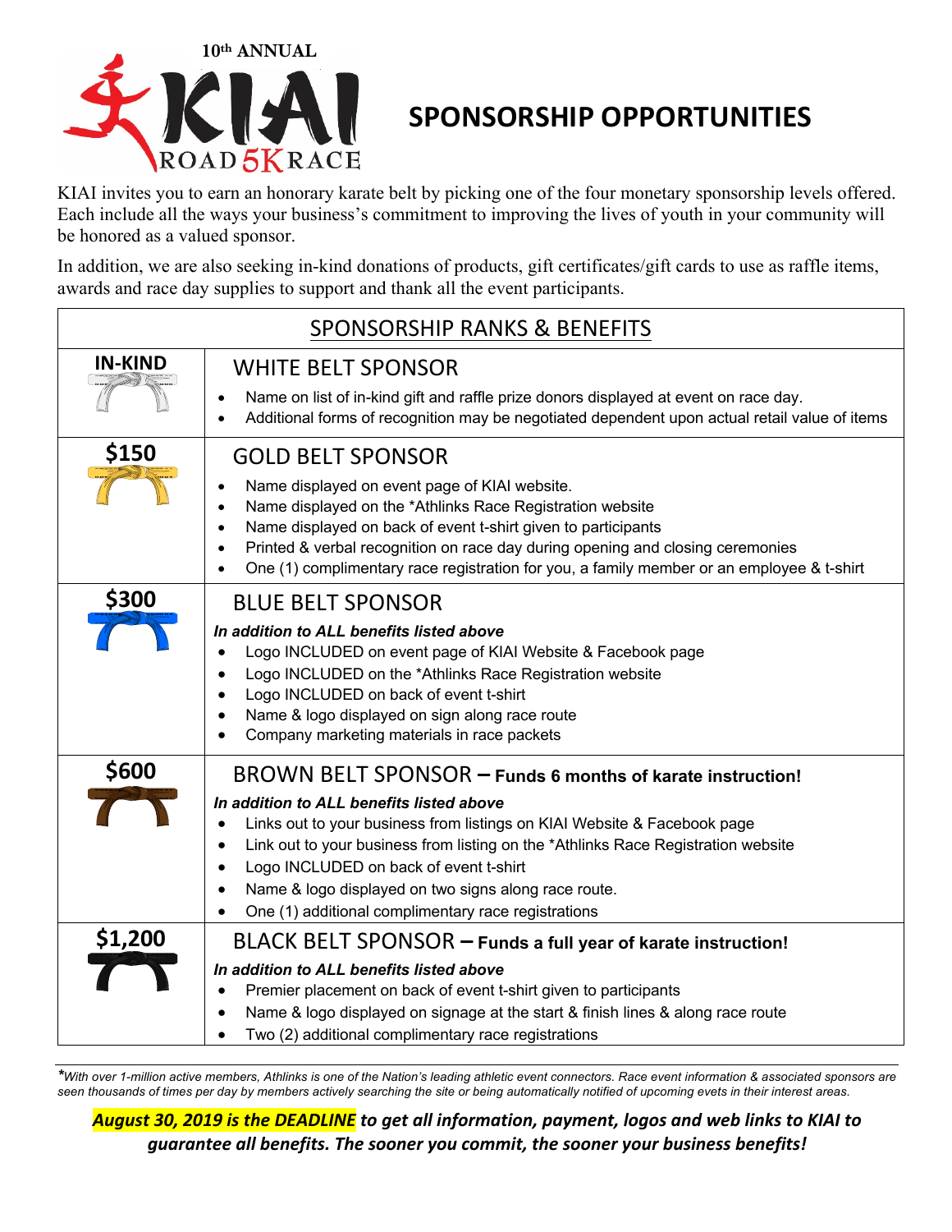10th ANNUAL

KIAI

ROAD 5K RACE

# SPONSORSHIP OPPORTUNITIES

KIAI invites you to earn an honorary karate belt by picking one of the four monetary sponsorship levels offered. Each include all the ways your business's commitment to improving the lives of youth in your community will be honored as a valued sponsor.

In addition, we are also seeking in-kind donations of products, gift certificates/gift cards to use as raffle items, awards and race day supplies to support and thank all the event participants.

## SPONSORSHIP RANKS & BENEFITS

| Level | Benefits |
|---|---|
| **IN-KIND** | **WHITE BELT SPONSOR**<br>• Name on list of in-kind gift and raffle prize donors displayed at event on race day.<br>• Additional forms of recognition may be negotiated dependent upon actual retail value of items |
| **$150** | **GOLD BELT SPONSOR**<br>• Name displayed on event page of KIAI website.<br>• Name displayed on the *Athlinks Race Registration website<br>• Name displayed on back of event t-shirt given to participants<br>• Printed & verbal recognition on race day during opening and closing ceremonies<br>• One (1) complimentary race registration for you, a family member or an employee & t-shirt |
| **$300** | **BLUE BELT SPONSOR**<br>***In addition to ALL benefits listed above***<br>• Logo INCLUDED on event page of KIAI Website & Facebook page<br>• Logo INCLUDED on the *Athlinks Race Registration website<br>• Logo INCLUDED on back of event t-shirt<br>• Name & logo displayed on sign along race route<br>• Company marketing materials in race packets |
| **$600** | **BROWN BELT SPONSOR – Funds 6 months of karate instruction!**<br>***In addition to ALL benefits listed above***<br>• Links out to your business from listings on KIAI Website & Facebook page<br>• Link out to your business from listing on the *Athlinks Race Registration website<br>• Logo INCLUDED on back of event t-shirt<br>• Name & logo displayed on two signs along race route.<br>• One (1) additional complimentary race registrations |
| **$1,200** | **BLACK BELT SPONSOR – Funds a full year of karate instruction!**<br>***In addition to ALL benefits listed above***<br>• Premier placement on back of event t-shirt given to participants<br>• Name & logo displayed on signage at the start & finish lines & along race route<br>• Two (2) additional complimentary race registrations |

*\*With over 1-million active members, Athlinks is one of the Nation's leading athletic event connectors. Race event information & associated sponsors are seen thousands of times per day by members actively searching the site or being automatically notified of upcoming evets in their interest areas.*

***August 30, 2019 is the DEADLINE to get all information, payment, logos and web links to KIAI to guarantee all benefits. The sooner you commit, the sooner your business benefits!***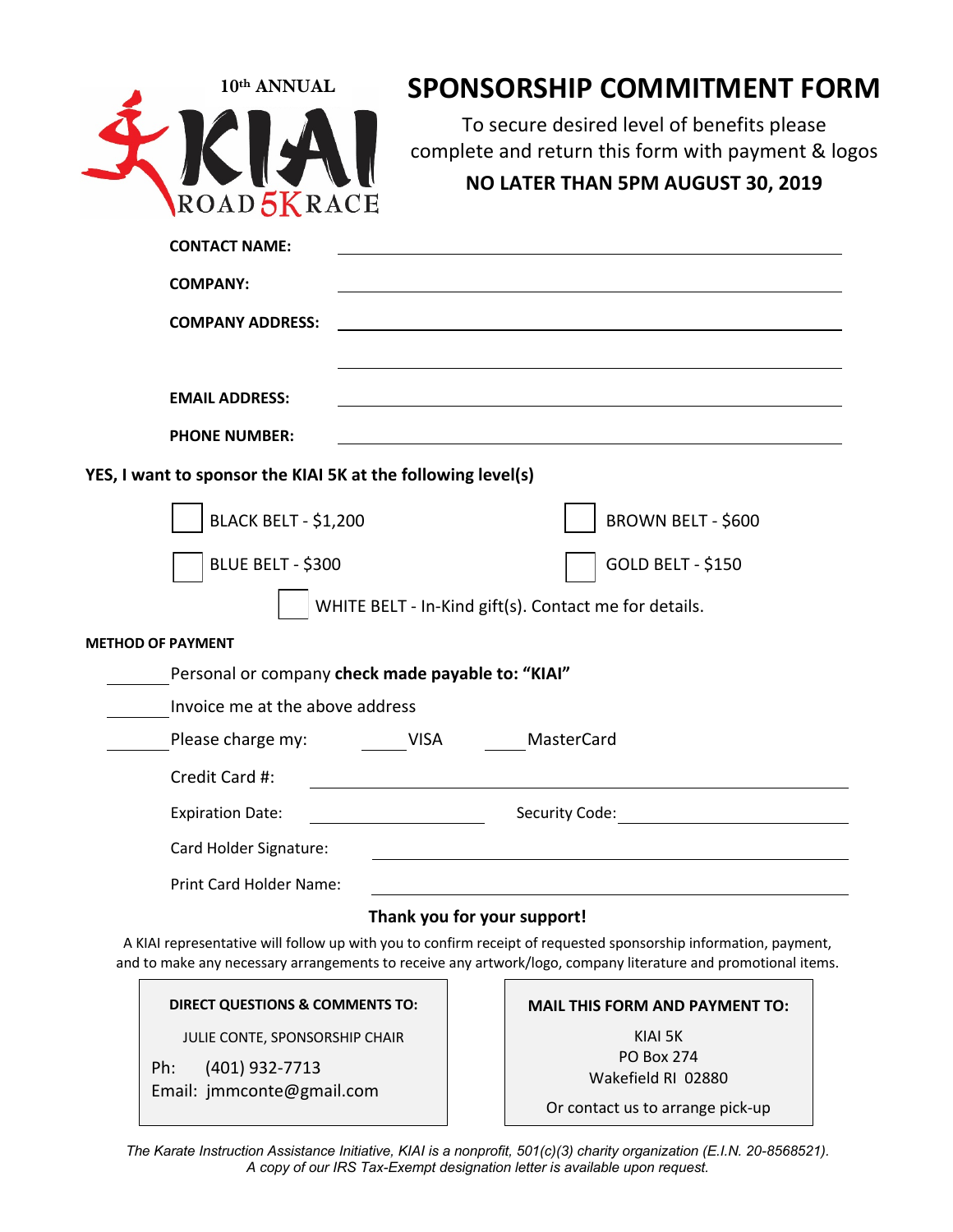10th ANNUAL

KIAI

ROAD 5K RACE

# SPONSORSHIP COMMITMENT FORM

To secure desired level of benefits please complete and return this form with payment & logos

**NO LATER THAN 5PM AUGUST 30, 2019**

**CONTACT NAME:** ______________________________

**COMPANY:** ______________________________

**COMPANY ADDRESS:** ______________________________

______________________________

**EMAIL ADDRESS:** ______________________________

**PHONE NUMBER:** ______________________________

**YES, I want to sponsor the KIAI 5K at the following level(s)**

- ☐ BLACK BELT - $1,200
- ☐ BROWN BELT - $600
- ☐ BLUE BELT - $300
- ☐ GOLD BELT - $150
- ☐ WHITE BELT - In-Kind gift(s). Contact me for details.

**METHOD OF PAYMENT**

_______ Personal or company **check made payable to: "KIAI"**

_______ Invoice me at the above address

_______ Please charge my: _____ VISA _____ MasterCard

Credit Card #: ______________________________

Expiration Date: ______________ Security Code: ______________

Card Holder Signature: ______________________________

Print Card Holder Name: ______________________________

**Thank you for your support!**

A KIAI representative will follow up with you to confirm receipt of requested sponsorship information, payment, and to make any necessary arrangements to receive any artwork/logo, company literature and promotional items.

**DIRECT QUESTIONS & COMMENTS TO:**

JULIE CONTE, SPONSORSHIP CHAIR

Ph: (401) 932-7713

Email: jmmconte@gmail.com

**MAIL THIS FORM AND PAYMENT TO:**

KIAI 5K
PO Box 274
Wakefield RI 02880

Or contact us to arrange pick-up

*The Karate Instruction Assistance Initiative, KIAI is a nonprofit, 501(c)(3) charity organization (E.I.N. 20-8568521). A copy of our IRS Tax-Exempt designation letter is available upon request.*